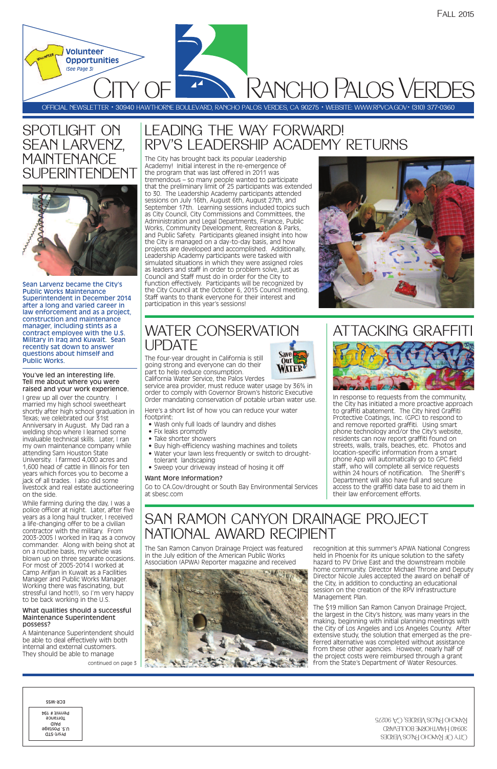Fall 2015

Volunteer Opportunities
*(See Page 3)*

# City of Rancho Palos Verdes

OFFICIAL NEWSLETTER • 30940 HAWTHORNE BOULEVARD, RANCHO PALOS VERDES, CA 90275 • WEBSITE: WWW.RPVCA.GOV • (310) 377-0360

## SPOTLIGHT ON SEAN LARVENZ, MAINTENANCE SUPERINTENDENT

Sean Larvenz became the City's Public Works Maintenance Superintendent in December 2014 after a long and varied career in law enforcement and as a project, construction and maintenance manager, including stints as a contract employee with the U.S. Military in Iraq and Kuwait. Sean recently sat down to answer questions about himself and Public Works.

**You've led an interesting life. Tell me about where you were raised and your work experience.**

I grew up all over the country. I married my high school sweetheart shortly after high school graduation in Texas; we celebrated our 31st Anniversary in August. My Dad ran a welding shop where I learned some invaluable technical skills. Later, I ran my own maintenance company while attending Sam Houston State University. I farmed 4,000 acres and 1,600 head of cattle in Illinois for ten years which forces you to become a jack of all trades. I also did some livestock and real estate auctioneering on the side.

While farming during the day, I was a police officer at night. Later, after five years as a long haul trucker, I received a life-changing offer to be a civilian contractor with the military. From 2003-2005 I worked in Iraq as a convoy commander. Along with being shot at on a routine basis, my vehicle was blown up on three separate occasions. For most of 2005-2014 I worked at Camp Arifjan in Kuwait as a Facilities Manager and Public Works Manager. Working there was fascinating, but stressful (and hot!!), so I'm very happy to be back working in the U.S.

**What qualities should a successful Maintenance Superintendent possess?**

A Maintenance Superintendent should be able to deal effectively with both internal and external customers. They should be able to manage

continued on page 3

## LEADING THE WAY FORWARD! RPV'S LEADERSHIP ACADEMY RETURNS

The City has brought back its popular Leadership Academy! Initial interest in the re-emergence of the program that was last offered in 2011 was tremendous – so many people wanted to participate that the preliminary limit of 25 participants was extended to 30. The Leadership Academy participants attended sessions on July 16th, August 6th, August 27th, and September 17th. Learning sessions included topics such as City Council, City Commissions and Committees, the Administration and Legal Departments, Finance, Public Works, Community Development, Recreation & Parks, and Public Safety. Participants gleaned insight into how the City is managed on a day-to-day basis, and how projects are developed and accomplished. Additionally, Leadership Academy participants were tasked with simulated situations in which they were assigned roles as leaders and staff in order to problem solve, just as Council and Staff must do in order for the City to function effectively. Participants will be recognized by the City Council at the October 6, 2015 Council meeting. Staff wants to thank everyone for their interest and participation in this year's sessions!

## WATER CONSERVATION UPDATE

The four-year drought in California is still going strong and everyone can do their part to help reduce consumption. California Water Service, the Palos Verdes service area provider, must reduce water usage by 36% in order to comply with Governor Brown's historic Executive Order mandating conservation of potable urban water use.

Here's a short list of how you can reduce your water footprint:

- Wash only full loads of laundry and dishes
- Fix leaks promptly
- Take shorter showers
- Buy high-efficiency washing machines and toilets
- Water your lawn less frequently or switch to drought-tolerant landscaping
- Sweep your driveway instead of hosing it off

**Want More Information?**

Go to CA.Gov/drought or South Bay Environmental Services at sbesc.com

## ATTACKING GRAFFITI

In response to requests from the community, the City has initiated a more proactive approach to graffiti abatement. The City hired Graffiti Protective Coatings, Inc. (GPC) to respond to and remove reported graffiti. Using smart phone technology and/or the City's website, residents can now report graffiti found on streets, walls, trails, beaches, etc. Photos and location-specific information from a smart phone App will automatically go to GPC field staff, who will complete all service requests within 24 hours of notification. The Sheriff's Department will also have full and secure access to the graffiti data base to aid them in their law enforcement efforts.

## SAN RAMON CANYON DRAINAGE PROJECT NATIONAL AWARD RECIPIENT

The San Ramon Canyon Drainage Project was featured in the July edition of the American Public Works Association (APWA) Reporter magazine and received recognition at this summer's APWA National Congress held in Phoenix for its unique solution to the safety hazard to PV Drive East and the downstream mobile home community. Director Michael Throne and Deputy Director Nicole Jules accepted the award on behalf of the City, in addition to conducting an educational session on the creation of the RPV Infrastructure Management Plan.

The $19 million San Ramon Canyon Drainage Project, the largest in the City's history, was many years in the making, beginning with initial planning meetings with the City of Los Angeles and Los Angeles County. After extensive study, the solution that emerged as the pre-ferred alternative was completed without assistance from these other agencies. However, nearly half of the project costs were reimbursed through a grant from the State's Department of Water Resources.

City of Rancho Palos Verdes
30940 Hawthorne Boulevard
Rancho Palos Verdes, CA 90275

Prsrt-STD
U.S. Postage
PAID
Torrance
Permit # 194

ECR-WSS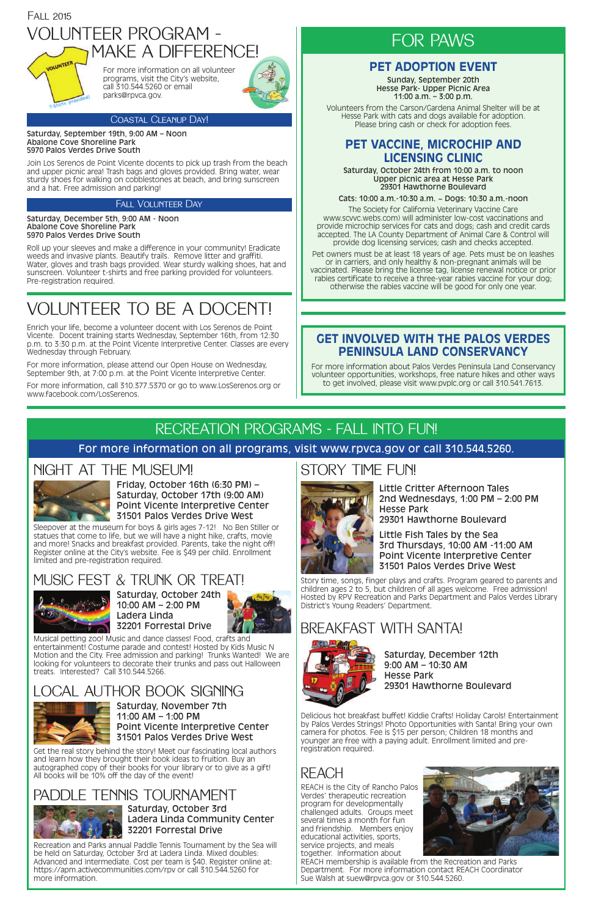Fall 2015

# VOLUNTEER PROGRAM - MAKE A DIFFERENCE!

For more information on all volunteer programs, visit the City's website, call 310.544.5260 or email parks@rpvca.gov.

## Coastal Cleanup Day!

**Saturday, September 19th, 9:00 AM – Noon**
**Abalone Cove Shoreline Park**
**5970 Palos Verdes Drive South**

Join Los Serenos de Point Vicente docents to pick up trash from the beach and upper picnic area! Trash bags and gloves provided. Bring water, wear sturdy shoes for walking on cobblestones at beach, and bring sunscreen and a hat. Free admission and parking!

## Fall Volunteer Day

**Saturday, December 5th, 9:00 AM - Noon**
**Abalone Cove Shoreline Park**
**5970 Palos Verdes Drive South**

Roll up your sleeves and make a difference in your community! Eradicate weeds and invasive plants. Beautify trails. Remove litter and graffiti. Water, gloves and trash bags provided. Wear sturdy walking shoes, hat and sunscreen. Volunteer t-shirts and free parking provided for volunteers. Pre-registration required.

# VOLUNTEER TO BE A DOCENT!

Enrich your life, become a volunteer docent with Los Serenos de Point Vicente. Docent training starts Wednesday, September 16th, from 12:30 p.m. to 3:30 p.m. at the Point Vicente Interpretive Center. Classes are every Wednesday through February.

For more information, please attend our Open House on Wednesday, September 9th, at 7:00 p.m. at the Point Vicente Interpretive Center.

For more information, call 310.377.5370 or go to www.LosSerenos.org or www.facebook.com/LosSerenos.

# FOR PAWS

## PET ADOPTION EVENT

**Sunday, September 20th**
**Hesse Park- Upper Picnic Area**
**11:00 a.m. – 3:00 p.m.**

Volunteers from the Carson/Gardena Animal Shelter will be at Hesse Park with cats and dogs available for adoption. Please bring cash or check for adoption fees.

## PET VACCINE, MICROCHIP AND LICENSING CLINIC

**Saturday, October 24th from 10:00 a.m. to noon**
**Upper picnic area at Hesse Park**
**29301 Hawthorne Boulevard**

**Cats: 10:00 a.m.-10:30 a.m. ~ Dogs: 10:30 a.m.-noon**

The Society for California Veterinary Vaccine Care www.scvvc.webs.com) will administer low-cost vaccinations and provide microchip services for cats and dogs; cash and credit cards accepted. The LA County Department of Animal Care & Control will provide dog licensing services; cash and checks accepted.

Pet owners must be at least 18 years of age. Pets must be on leashes or in carriers, and only healthy & non-pregnant animals will be vaccinated. Please bring the license tag, license renewal notice or prior rabies certificate to receive a three-year rabies vaccine for your dog; otherwise the rabies vaccine will be good for only one year.

## GET INVOLVED WITH THE PALOS VERDES PENINSULA LAND CONSERVANCY

For more information about Palos Verdes Peninsula Land Conservancy volunteer opportunities, workshops, free nature hikes and other ways to get involved, please visit www.pvplc.org or call 310.541.7613.

# RECREATION PROGRAMS - FALL INTO FUN!

**For more information on all programs, visit www.rpvca.gov or call 310.544.5260.**

## NIGHT AT THE MUSEUM!

**Friday, October 16th (6:30 PM) – Saturday, October 17th (9:00 AM)**
**Point Vicente Interpretive Center**
**31501 Palos Verdes Drive West**

Sleepover at the museum for boys & girls ages 7-12! No Ben Stiller or statues that come to life, but we will have a night hike, crafts, movie and more! Snacks and breakfast provided. Parents, take the night off! Register online at the City's website. Fee is $49 per child. Enrollment limited and pre-registration required.

## MUSIC FEST & TRUNK OR TREAT!

**Saturday, October 24th**
**10:00 AM – 2:00 PM**
**Ladera Linda**
**32201 Forrestal Drive**

Musical petting zoo! Music and dance classes! Food, crafts and entertainment! Costume parade and contest! Hosted by Kids Music N Motion and the City. Free admission and parking! Trunks Wanted! We are looking for volunteers to decorate their trunks and pass out Halloween treats. Interested? Call 310.544.5266.

## LOCAL AUTHOR BOOK SIGNING

**Saturday, November 7th**
**11:00 AM – 1:00 PM**
**Point Vicente Interpretive Center**
**31501 Palos Verdes Drive West**

Get the real story behind the story! Meet our fascinating local authors and learn how they brought their book ideas to fruition. Buy an autographed copy of their books for your library or to give as a gift! All books will be 10% off the day of the event!

## PADDLE TENNIS TOURNAMENT

**Saturday, October 3rd**
**Ladera Linda Community Center**
**32201 Forrestal Drive**

Recreation and Parks annual Paddle Tennis Tournament by the Sea will be held on Saturday, October 3rd at Ladera Linda. Mixed doubles: Advanced and Intermediate. Cost per team is $40. Register online at: https://apm.activecommunities.com/rpv or call 310.544.5260 for more information.

## STORY TIME FUN!

**Little Critter Afternoon Tales**
**2nd Wednesdays, 1:00 PM – 2:00 PM**
**Hesse Park**
**29301 Hawthorne Boulevard**

**Little Fish Tales by the Sea**
**3rd Thursdays, 10:00 AM -11:00 AM**
**Point Vicente Interpretive Center**
**31501 Palos Verdes Drive West**

Story time, songs, finger plays and crafts. Program geared to parents and children ages 2 to 5, but children of all ages welcome. Free admission! Hosted by RPV Recreation and Parks Department and Palos Verdes Library District's Young Readers' Department.

## BREAKFAST WITH SANTA!

**Saturday, December 12th**
**9:00 AM – 10:30 AM**
**Hesse Park**
**29301 Hawthorne Boulevard**

Delicious hot breakfast buffet! Kiddie Crafts! Holiday Carols! Entertainment by Palos Verdes Strings! Photo Opportunities with Santa! Bring your own camera for photos. Fee is $15 per person; Children 18 months and younger are free with a paying adult. Enrollment limited and pre-registration required.

## REACH

REACH is the City of Rancho Palos Verdes' therapeutic recreation program for developmentally challenged adults. Groups meet several times a month for fun and friendship. Members enjoy educational activities, sports, service projects, and meals together. Information about REACH membership is available from the Recreation and Parks Department. For more information contact REACH Coordinator Sue Walsh at suew@rpvca.gov or 310.544.5260.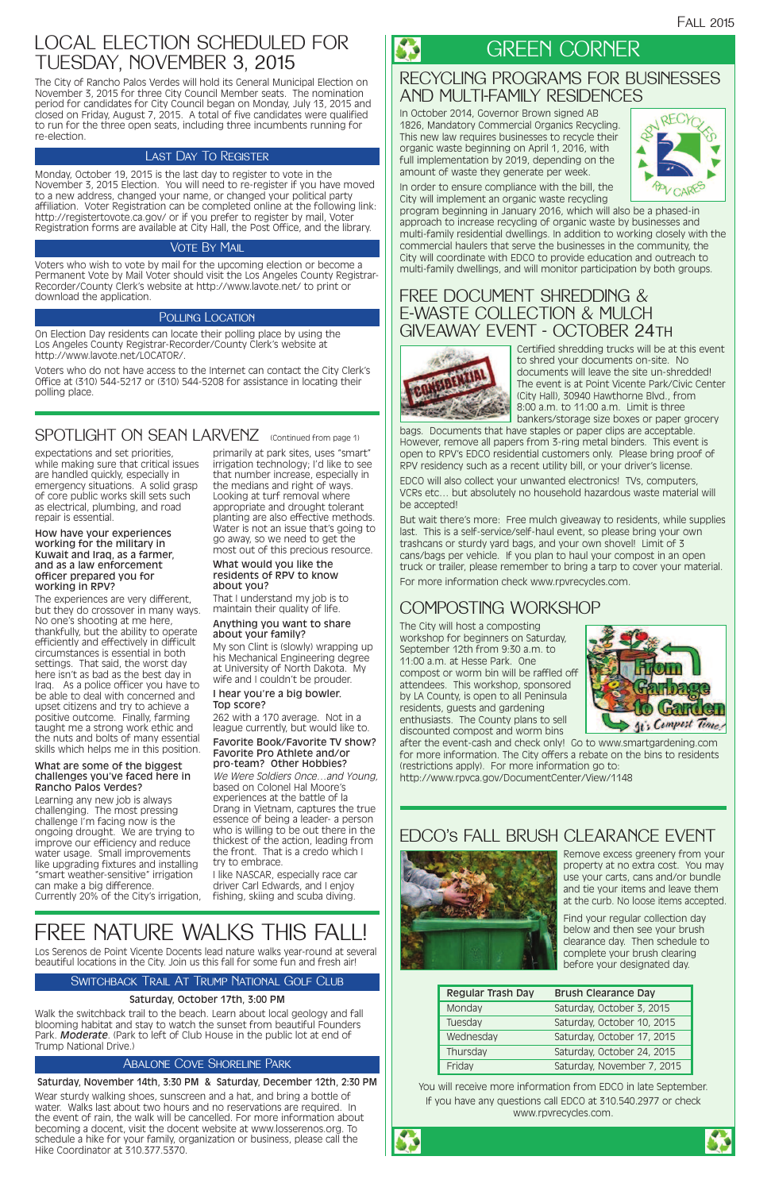# LOCAL ELECTION SCHEDULED FOR TUESDAY, NOVEMBER 3, 2015

The City of Rancho Palos Verdes will hold its General Municipal Election on November 3, 2015 for three City Council Member seats. The nomination period for candidates for City Council began on Monday, July 13, 2015 and closed on Friday, August 7, 2015. A total of five candidates were qualified to run for the three open seats, including three incumbents running for re-election.

## Last Day To Register

Monday, October 19, 2015 is the last day to register to vote in the November 3, 2015 Election. You will need to re-register if you have moved to a new address, changed your name, or changed your political party affiliation. Voter Registration can be completed online at the following link: http://registertovote.ca.gov/ or if you prefer to register by mail, Voter Registration forms are available at City Hall, the Post Office, and the library.

## Vote By Mail

Voters who wish to vote by mail for the upcoming election or become a Permanent Vote by Mail Voter should visit the Los Angeles County Registrar-Recorder/County Clerk's website at http://www.lavote.net/ to print or download the application.

## Polling Location

On Election Day residents can locate their polling place by using the Los Angeles County Registrar-Recorder/County Clerk's website at http://www.lavote.net/LOCATOR/.

Voters who do not have access to the Internet can contact the City Clerk's Office at (310) 544-5217 or (310) 544-5208 for assistance in locating their polling place.

# SPOTLIGHT ON SEAN LARVENZ (Continued from page 1)

expectations and set priorities, while making sure that critical issues are handled quickly, especially in emergency situations. A solid grasp of core public works skill sets such as electrical, plumbing, and road repair is essential.

**How have your experiences working for the military in Kuwait and Iraq, as a farmer, and as a law enforcement officer prepared you for working in RPV?**

The experiences are very different, but they do crossover in many ways. No one's shooting at me here, thankfully, but the ability to operate efficiently and effectively in difficult circumstances is essential in both settings. That said, the worst day here isn't as bad as the best day in Iraq. As a police officer you have to be able to deal with concerned and upset citizens and try to achieve a positive outcome. Finally, farming taught me a strong work ethic and the nuts and bolts of many essential skills which helps me in this position.

**What are some of the biggest challenges you've faced here in Rancho Palos Verdes?**

Learning any new job is always challenging. The most pressing challenge I'm facing now is the ongoing drought. We are trying to improve our efficiency and reduce water usage. Small improvements like upgrading fixtures and installing "smart weather-sensitive" irrigation can make a big difference. Currently 20% of the City's irrigation, primarily at park sites, uses "smart" irrigation technology; I'd like to see that number increase, especially in the medians and right of ways. Looking at turf removal where appropriate and drought tolerant planting are also effective methods. Water is not an issue that's going to go away, so we need to get the most out of this precious resource.

**What would you like the residents of RPV to know about you?**

That I understand my job is to maintain their quality of life.

**Anything you want to share about your family?**

My son Clint is (slowly) wrapping up his Mechanical Engineering degree at University of North Dakota. My wife and I couldn't be prouder.

**I hear you're a big bowler. Top score?**

262 with a 170 average. Not in a league currently, but would like to.

**Favorite Book/Favorite TV show? Favorite Pro Athlete and/or pro-team? Other Hobbies?**

*We Were Soldiers Once…and Young*, based on Colonel Hal Moore's experiences at the battle of la Drang in Vietnam, captures the true essence of being a leader- a person who is willing to be out there in the thickest of the action, leading from the front. That is a credo which I try to embrace.

I like NASCAR, especially race car driver Carl Edwards, and I enjoy fishing, skiing and scuba diving.

# FREE NATURE WALKS THIS FALL!

Los Serenos de Point Vicente Docents lead nature walks year-round at several beautiful locations in the City. Join us this fall for some fun and fresh air!

## Switchback Trail At Trump National Golf Club

**Saturday, October 17th, 3:00 PM**

Walk the switchback trail to the beach. Learn about local geology and fall blooming habitat and stay to watch the sunset from beautiful Founders Park. ***Moderate***. (Park to left of Club House in the public lot at end of Trump National Drive.)

## Abalone Cove Shoreline Park

**Saturday, November 14th, 3:30 PM & Saturday, December 12th, 2:30 PM**

Wear sturdy walking shoes, sunscreen and a hat, and bring a bottle of water. Walks last about two hours and no reservations are required. In the event of rain, the walk will be cancelled. For more information about becoming a docent, visit the docent website at www.losserenos.org. To schedule a hike for your family, organization or business, please call the Hike Coordinator at 310.377.5370.

# GREEN CORNER

## RECYCLING PROGRAMS FOR BUSINESSES AND MULTI-FAMILY RESIDENCES

In October 2014, Governor Brown signed AB 1826, Mandatory Commercial Organics Recycling. This new law requires businesses to recycle their organic waste beginning on April 1, 2016, with full implementation by 2019, depending on the amount of waste they generate per week.

In order to ensure compliance with the bill, the City will implement an organic waste recycling program beginning in January 2016, which will also be a phased-in approach to increase recycling of organic waste by businesses and multi-family residential dwellings. In addition to working closely with the commercial haulers that serve the businesses in the community, the City will coordinate with EDCO to provide education and outreach to multi-family dwellings, and will monitor participation by both groups.

## FREE DOCUMENT SHREDDING & E-WASTE COLLECTION & MULCH GIVEAWAY EVENT - OCTOBER 24TH

Certified shredding trucks will be at this event to shred your documents on-site. No documents will leave the site un-shredded! The event is at Point Vicente Park/Civic Center (City Hall), 30940 Hawthorne Blvd., from 8:00 a.m. to 11:00 a.m. Limit is three bankers/storage size boxes or paper grocery bags. Documents that have staples or paper clips are acceptable. However, remove all papers from 3-ring metal binders. This event is open to RPV's EDCO residential customers only. Please bring proof of RPV residency such as a recent utility bill, or your driver's license.

EDCO will also collect your unwanted electronics! TVs, computers, VCRs etc… but absolutely no household hazardous waste material will be accepted!

But wait there's more: Free mulch giveaway to residents, while supplies last. This is a self-service/self-haul event, so please bring your own trashcans or sturdy yard bags, and your own shovel! Limit of 3 cans/bags per vehicle. If you plan to haul your compost in an open truck or trailer, please remember to bring a tarp to cover your material.

For more information check www.rpvrecycles.com.

## COMPOSTING WORKSHOP

The City will host a composting workshop for beginners on Saturday, September 12th from 9:30 a.m. to 11:00 a.m. at Hesse Park. One compost or worm bin will be raffled off attendees. This workshop, sponsored by LA County, is open to all Peninsula residents, guests and gardening enthusiasts. The County plans to sell discounted compost and worm bins after the event-cash and check only! Go to www.smartgardening.com for more information. The City offers a rebate on the bins to residents (restrictions apply). For more information go to: http://www.rpvca.gov/DocumentCenter/View/1148

## EDCO's FALL BRUSH CLEARANCE EVENT

Remove excess greenery from your property at no extra cost. You may use your carts, cans and/or bundle and tie your items and leave them at the curb. No loose items accepted.

Find your regular collection day below and then see your brush clearance day. Then schedule to complete your brush clearing before your designated day.

| Regular Trash Day | Brush Clearance Day |
|---|---|
| Monday | Saturday, October 3, 2015 |
| Tuesday | Saturday, October 10, 2015 |
| Wednesday | Saturday, October 17, 2015 |
| Thursday | Saturday, October 24, 2015 |
| Friday | Saturday, November 7, 2015 |

You will receive more information from EDCO in late September. If you have any questions call EDCO at 310.540.2977 or check www.rpvrecycles.com.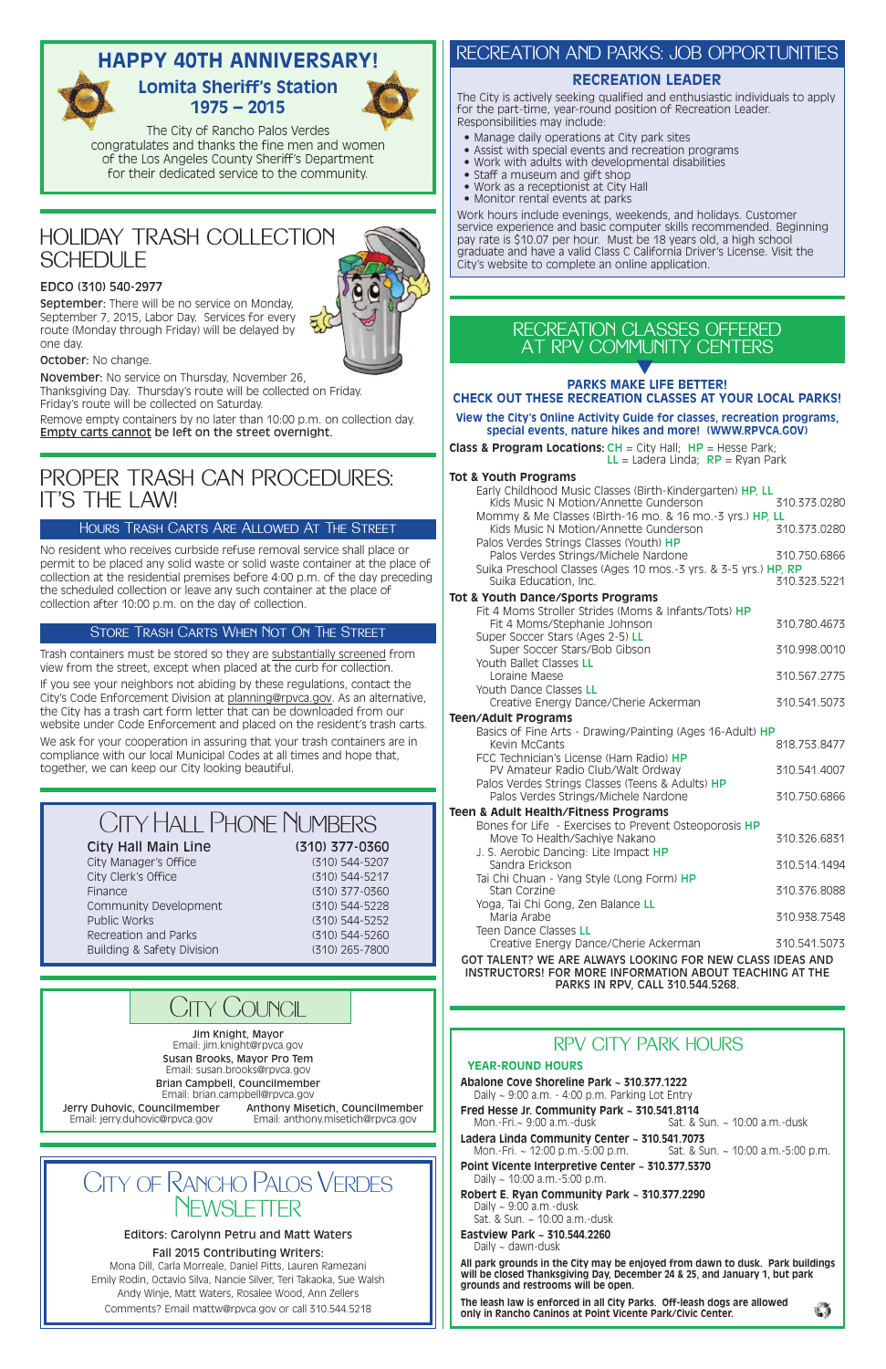## HAPPY 40TH ANNIVERSARY!

### Lomita Sheriff's Station 1975 – 2015

The City of Rancho Palos Verdes congratulates and thanks the fine men and women of the Los Angeles County Sheriff's Department for their dedicated service to the community.

## HOLIDAY TRASH COLLECTION SCHEDULE

**EDCO (310) 540-2977**

**September:** There will be no service on Monday, September 7, 2015, Labor Day. Services for every route (Monday through Friday) will be delayed by one day.

**October:** No change.

**November:** No service on Thursday, November 26, Thanksgiving Day. Thursday's route will be collected on Friday. Friday's route will be collected on Saturday.

Remove empty containers by no later than 10:00 p.m. on collection day. Empty carts cannot be left on the street overnight.

## PROPER TRASH CAN PROCEDURES: IT'S THE LAW!

### Hours Trash Carts Are Allowed At The Street

No resident who receives curbside refuse removal service shall place or permit to be placed any solid waste or solid waste container at the place of collection at the residential premises before 4:00 p.m. of the day preceding the scheduled collection or leave any such container at the place of collection after 10:00 p.m. on the day of collection.

### Store Trash Carts When Not On The Street

Trash containers must be stored so they are substantially screened from view from the street, except when placed at the curb for collection.

If you see your neighbors not abiding by these regulations, contact the City's Code Enforcement Division at planning@rpvca.gov. As an alternative, the City has a trash cart form letter that can be downloaded from our website under Code Enforcement and placed on the resident's trash carts.

We ask for your cooperation in assuring that your trash containers are in compliance with our local Municipal Codes at all times and hope that, together, we can keep our City looking beautiful.

## City Hall Phone Numbers

| | |
|---|---|
| **City Hall Main Line** | **(310) 377-0360** |
| City Manager's Office | (310) 544-5207 |
| City Clerk's Office | (310) 544-5217 |
| Finance | (310) 377-0360 |
| Community Development | (310) 544-5228 |
| Public Works | (310) 544-5252 |
| Recreation and Parks | (310) 544-5260 |
| Building & Safety Division | (310) 265-7800 |

## City Council

**Jim Knight, Mayor**
Email: jim.knight@rpvca.gov

**Susan Brooks, Mayor Pro Tem**
Email: susan.brooks@rpvca.gov

**Brian Campbell, Councilmember**
Email: brian.campbell@rpvca.gov

**Jerry Duhovic, Councilmember**
Email: jerry.duhovic@rpvca.gov

**Anthony Misetich, Councilmember**
Email: anthony.misetich@rpvca.gov

## City of Rancho Palos Verdes Newsletter

**Editors: Carolynn Petru and Matt Waters**

**Fall 2015 Contributing Writers:**
Mona Dill, Carla Morreale, Daniel Pitts, Lauren Ramezani
Emily Rodin, Octavio Silva, Nancie Silver, Teri Takaoka, Sue Walsh
Andy Winje, Matt Waters, Rosalee Wood, Ann Zellers

Comments? Email mattw@rpvca.gov or call 310.544.5218

## RECREATION AND PARKS: JOB OPPORTUNITIES

### RECREATION LEADER

The City is actively seeking qualified and enthusiastic individuals to apply for the part-time, year-round position of Recreation Leader. Responsibilities may include:

- Manage daily operations at City park sites
- Assist with special events and recreation programs
- Work with adults with developmental disabilities
- Staff a museum and gift shop
- Work as a receptionist at City Hall
- Monitor rental events at parks

Work hours include evenings, weekends, and holidays. Customer service experience and basic computer skills recommended. Beginning pay rate is $10.07 per hour. Must be 18 years old, a high school graduate and have a valid Class C California Driver's License. Visit the City's website to complete an online application.

## RECREATION CLASSES OFFERED AT RPV COMMUNITY CENTERS

**PARKS MAKE LIFE BETTER!**
**CHECK OUT THESE RECREATION CLASSES AT YOUR LOCAL PARKS!**

**View the City's Online Activity Guide for classes, recreation programs, special events, nature hikes and more! (WWW.RPVCA.GOV)**

**Class & Program Locations:** CH = City Hall; HP = Hesse Park; LL = Ladera Linda; RP = Ryan Park

**Tot & Youth Programs**

| | |
|---|---|
| Early Childhood Music Classes (Birth-Kindergarten) HP, LL<br>Kids Music N Motion/Annette Gunderson | 310.373.0280 |
| Mommy & Me Classes (Birth-16 mo. & 16 mo.-3 yrs.) HP, LL<br>Kids Music N Motion/Annette Gunderson | 310.373.0280 |
| Palos Verdes Strings Classes (Youth) HP<br>Palos Verdes Strings/Michele Nardone | 310.750.6866 |
| Suika Preschool Classes (Ages 10 mos.-3 yrs. & 3-5 yrs.) HP, RP<br>Suika Education, Inc. | 310.323.5221 |

**Tot & Youth Dance/Sports Programs**

| | |
|---|---|
| Fit 4 Moms Stroller Strides (Moms & Infants/Tots) HP<br>Fit 4 Moms/Stephanie Johnson | 310.780.4673 |
| Super Soccer Stars (Ages 2-5) LL<br>Super Soccer Stars/Bob Gibson | 310.998.0010 |
| Youth Ballet Classes LL<br>Loraine Maese | 310.567.2775 |
| Youth Dance Classes LL<br>Creative Energy Dance/Cherie Ackerman | 310.541.5073 |

**Teen/Adult Programs**

| | |
|---|---|
| Basics of Fine Arts - Drawing/Painting (Ages 16-Adult) HP<br>Kevin McCants | 818.753.8477 |
| FCC Technician's License (Ham Radio) HP<br>PV Amateur Radio Club/Walt Ordway | 310.541.4007 |
| Palos Verdes Strings Classes (Teens & Adults) HP<br>Palos Verdes Strings/Michele Nardone | 310.750.6866 |

**Teen & Adult Health/Fitness Programs**

| | |
|---|---|
| Bones for Life - Exercises to Prevent Osteoporosis HP<br>Move To Health/Sachiye Nakano | 310.326.6831 |
| J. S. Aerobic Dancing: Lite Impact HP<br>Sandra Erickson | 310.514.1494 |
| Tai Chi Chuan - Yang Style (Long Form) HP<br>Stan Corzine | 310.376.8088 |
| Yoga, Tai Chi Gong, Zen Balance LL<br>Maria Arabe | 310.938.7548 |
| Teen Dance Classes LL<br>Creative Energy Dance/Cherie Ackerman | 310.541.5073 |

**GOT TALENT? WE ARE ALWAYS LOOKING FOR NEW CLASS IDEAS AND INSTRUCTORS! FOR MORE INFORMATION ABOUT TEACHING AT THE PARKS IN RPV, CALL 310.544.5268.**

## RPV CITY PARK HOURS

### YEAR-ROUND HOURS

**Abalone Cove Shoreline Park ~ 310.377.1222**
Daily ~ 9:00 a.m. - 4:00 p.m. Parking Lot Entry

**Fred Hesse Jr. Community Park ~ 310.541.8114**
Mon.-Fri. ~ 9:00 a.m.-dusk; Sat. & Sun. ~ 10:00 a.m.-dusk

**Ladera Linda Community Center ~ 310.541.7073**
Mon.-Fri. ~ 12:00 p.m.-5:00 p.m.; Sat. & Sun. ~ 10:00 a.m.-5:00 p.m.

**Point Vicente Interpretive Center ~ 310.377.5370**
Daily ~ 10:00 a.m.-5:00 p.m.

**Robert E. Ryan Community Park ~ 310.377.2290**
Daily ~ 9:00 a.m.-dusk
Sat. & Sun. ~ 10:00 a.m.-dusk

**Eastview Park ~ 310.544.2260**
Daily ~ dawn-dusk

**All park grounds in the City may be enjoyed from dawn to dusk. Park buildings will be closed Thanksgiving Day, December 24 & 25, and January 1, but park grounds and restrooms will be open.**

**The leash law is enforced in all City Parks. Off-leash dogs are allowed only in Rancho Caninos at Point Vicente Park/Civic Center.**